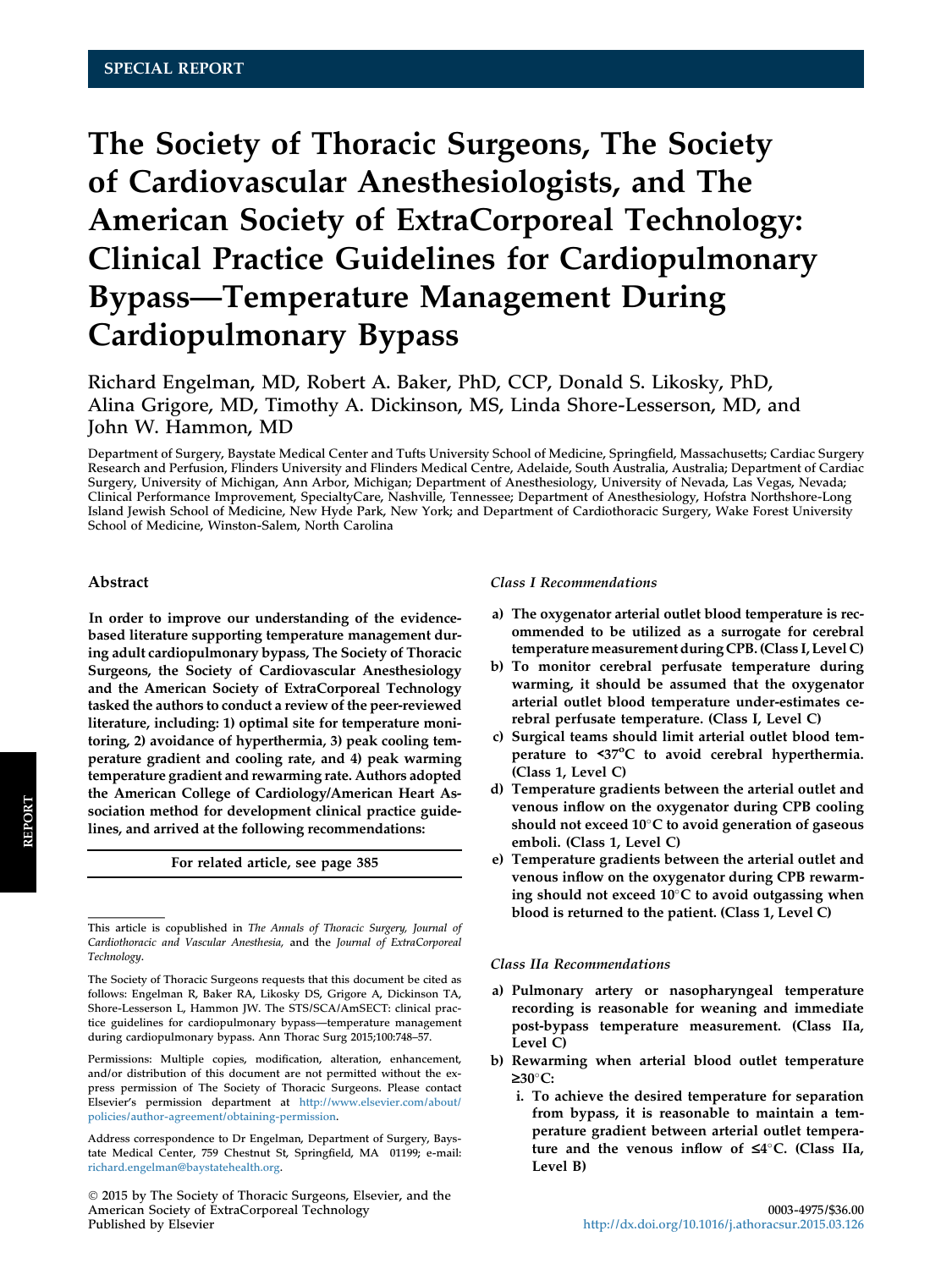SPECIAL REPORT

# The Society of Thoracic Surgeons, The Society of Cardiovascular Anesthesiologists, and The American Society of ExtraCorporeal Technology: Clinical Practice Guidelines for Cardiopulmonary Bypass—Temperature Management During Cardiopulmonary Bypass

Richard Engelman, MD, Robert A. Baker, PhD, CCP, Donald S. Likosky, PhD, Alina Grigore, MD, Timothy A. Dickinson, MS, Linda Shore-Lesserson, MD, and John W. Hammon, MD

Department of Surgery, Baystate Medical Center and Tufts University School of Medicine, Springfield, Massachusetts; Cardiac Surgery Research and Perfusion, Flinders University and Flinders Medical Centre, Adelaide, South Australia, Australia; Department of Cardiac Surgery, University of Michigan, Ann Arbor, Michigan; Department of Anesthesiology, University of Nevada, Las Vegas, Nevada; Clinical Performance Improvement, SpecialtyCare, Nashville, Tennessee; Department of Anesthesiology, Hofstra Northshore-Long Island Jewish School of Medicine, New Hyde Park, New York; and Department of Cardiothoracic Surgery, Wake Forest University School of Medicine, Winston-Salem, North Carolina

## Abstract

**In order to improve our understanding of the evidence-based literature supporting temperature management during adult cardiopulmonary bypass, The Society of Thoracic Surgeons, the Society of Cardiovascular Anesthesiology and the American Society of ExtraCorporeal Technology tasked the authors to conduct a review of the peer-reviewed literature, including: 1) optimal site for temperature monitoring, 2) avoidance of hyperthermia, 3) peak cooling temperature gradient and cooling rate, and 4) peak warming temperature gradient and rewarming rate. Authors adopted the American College of Cardiology/American Heart Association method for development clinical practice guidelines, and arrived at the following recommendations:**

**For related article, see page 385**

*Class I Recommendations*

a) **The oxygenator arterial outlet blood temperature is recommended to be utilized as a surrogate for cerebral temperature measurement during CPB. (Class I, Level C)**
b) **To monitor cerebral perfusate temperature during warming, it should be assumed that the oxygenator arterial outlet blood temperature under-estimates cerebral perfusate temperature. (Class I, Level C)**
c) **Surgical teams should limit arterial outlet blood temperature to <37°C to avoid cerebral hyperthermia. (Class 1, Level C)**
d) **Temperature gradients between the arterial outlet and venous inflow on the oxygenator during CPB cooling should not exceed 10°C to avoid generation of gaseous emboli. (Class 1, Level C)**
e) **Temperature gradients between the arterial outlet and venous inflow on the oxygenator during CPB rewarming should not exceed 10°C to avoid outgassing when blood is returned to the patient. (Class 1, Level C)**

*Class IIa Recommendations*

a) **Pulmonary artery or nasopharyngeal temperature recording is reasonable for weaning and immediate post-bypass temperature measurement. (Class IIa, Level C)**
b) **Rewarming when arterial blood outlet temperature ≥30°C:**
   i. **To achieve the desired temperature for separation from bypass, it is reasonable to maintain a temperature gradient between arterial outlet temperature and the venous inflow of ≤4°C. (Class IIa, Level B)**

This article is copublished in *The Annals of Thoracic Surgery, Journal of Cardiothoracic and Vascular Anesthesia,* and the *Journal of ExtraCorporeal Technology*.

The Society of Thoracic Surgeons requests that this document be cited as follows: Engelman R, Baker RA, Likosky DS, Grigore A, Dickinson TA, Shore-Lesserson L, Hammon JW. The STS/SCA/AmSECT: clinical practice guidelines for cardiopulmonary bypass—temperature management during cardiopulmonary bypass. Ann Thorac Surg 2015;100:748–57.

Permissions: Multiple copies, modification, alteration, enhancement, and/or distribution of this document are not permitted without the express permission of The Society of Thoracic Surgeons. Please contact Elsevier's permission department at http://www.elsevier.com/about/policies/author-agreement/obtaining-permission.

Address correspondence to Dr Engelman, Department of Surgery, Baystate Medical Center, 759 Chestnut St, Springfield, MA 01199; e-mail: richard.engelman@baystatehealth.org.

© 2015 by The Society of Thoracic Surgeons, Elsevier, and the American Society of ExtraCorporeal Technology
Published by Elsevier

0003-4975/$36.00
http://dx.doi.org/10.1016/j.athoracsur.2015.03.126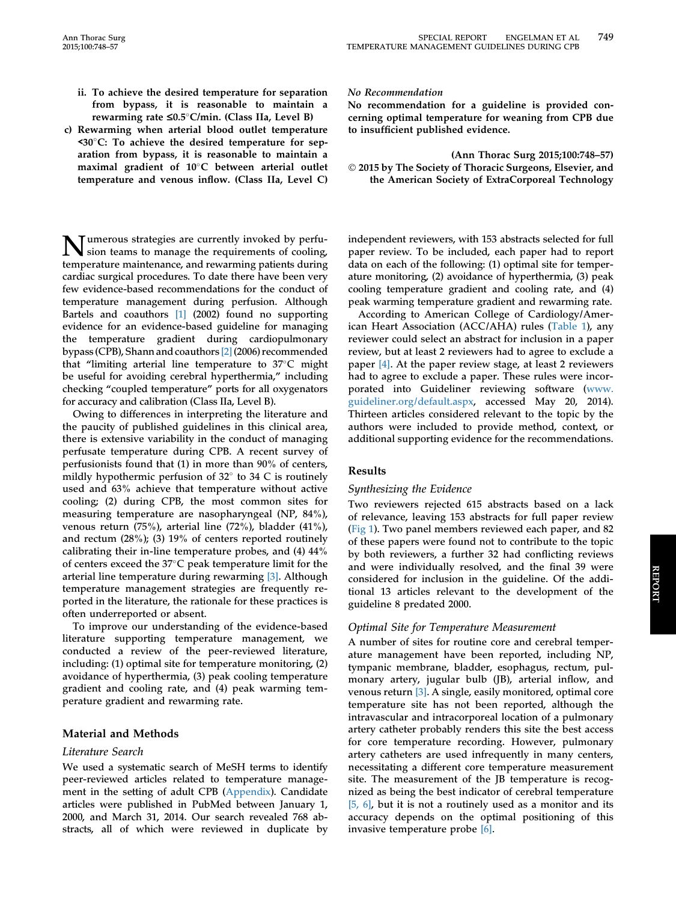ii. **To achieve the desired temperature for separation from bypass, it is reasonable to maintain a rewarming rate ≤0.5°C/min. (Class IIa, Level B)**

c) **Rewarming when arterial blood outlet temperature <30°C: To achieve the desired temperature for separation from bypass, to maintain a maximal gradient of 10°C between arterial outlet temperature and venous inflow. (Class IIa, Level C)**

*No Recommendation*

**No recommendation for a guideline is provided concerning optimal temperature for weaning from CPB due to insufficient published evidence.**

**(Ann Thorac Surg 2015;100:748–57)**
**© 2015 by The Society of Thoracic Surgeons, Elsevier, and the American Society of ExtraCorporeal Technology**

Numerous strategies are currently invoked by perfusion teams to manage the requirements of cooling, temperature maintenance, and rewarming patients during cardiac surgical procedures. To date there have been very few evidence-based recommendations for the conduct of temperature management during perfusion. Although Bartels and coauthors [1] (2002) found no supporting evidence for an evidence-based guideline for managing the temperature gradient during cardiopulmonary bypass (CPB), Shann and coauthors [2] (2006) recommended that "limiting arterial line temperature to 37°C might be useful for avoiding cerebral hyperthermia," including checking "coupled temperature" ports for all oxygenators for accuracy and calibration (Class IIa, Level B).

Owing to differences in interpreting the literature and the paucity of published guidelines in this clinical area, there is extensive variability in the conduct of managing perfusate temperature during CPB. A recent survey of perfusionists found that (1) in more than 90% of centers, mildly hypothermic perfusion of 32° to 34 C is routinely used and 63% achieve that temperature without active cooling; (2) during CPB, the most common sites for measuring temperature are nasopharyngeal (NP, 84%), venous return (75%), arterial line (72%), bladder (41%), and rectum (28%); (3) 19% of centers reported routinely calibrating their in-line temperature probes, and (4) 44% of centers exceed the 37°C peak temperature limit for the arterial line temperature during rewarming [3]. Although temperature management strategies are frequently reported in the literature, the rationale for these practices is often underreported or absent.

To improve our understanding of the evidence-based literature supporting temperature management, we conducted a review of the peer-reviewed literature, including: (1) optimal site for temperature monitoring, (2) avoidance of hyperthermia, (3) peak cooling temperature gradient and cooling rate, and (4) peak warming temperature gradient and rewarming rate.

## Material and Methods

### Literature Search

We used a systematic search of MeSH terms to identify peer-reviewed articles related to temperature management in the setting of adult CPB (Appendix). Candidate articles were published in PubMed between January 1, 2000, and March 31, 2014. Our search revealed 768 abstracts, all of which were reviewed in duplicate by independent reviewers, with 153 abstracts selected for full paper review. To be included, each paper had to report data on each of the following: (1) optimal site for temperature monitoring, (2) avoidance of hyperthermia, (3) peak cooling temperature gradient and cooling rate, and (4) peak warming temperature gradient and rewarming rate.

According to American College of Cardiology/American Heart Association (ACC/AHA) rules (Table 1), any reviewer could select an abstract for inclusion in a paper review, but at least 2 reviewers had to agree to exclude a paper [4]. At the paper review stage, at least 2 reviewers had to agree to exclude a paper. These rules were incorporated into Guideliner reviewing software (www.guideliner.org/default.aspx, accessed May 20, 2014). Thirteen articles considered relevant to the topic by the authors were included to provide method, context, or additional supporting evidence for the recommendations.

## Results

### Synthesizing the Evidence

Two reviewers rejected 615 abstracts based on a lack of relevance, leaving 153 abstracts for full paper review (Fig 1). Two panel members reviewed each paper, and 82 of these papers were found not to contribute to the topic by both reviewers, a further 32 had conflicting reviews and were individually resolved, and the final 39 were considered for inclusion in the guideline. Of the additional 13 articles relevant to the development of the guideline 8 predated 2000.

### Optimal Site for Temperature Measurement

A number of sites for routine core and cerebral temperature management have been reported, including NP, tympanic membrane, bladder, esophagus, rectum, pulmonary artery, jugular bulb (JB), arterial inflow, and venous return [3]. A single, easily monitored, optimal core temperature site has not been reported, although the intravascular and intracorporeal location of a pulmonary artery catheter probably renders this site the best access for core temperature recording. However, pulmonary artery catheters are used infrequently in many centers, necessitating a different core temperature measurement site. The measurement of the JB temperature is recognized as being the best indicator of cerebral temperature [5, 6], but it is not a routinely used as a monitor and its accuracy depends on the optimal positioning of this invasive temperature probe [6].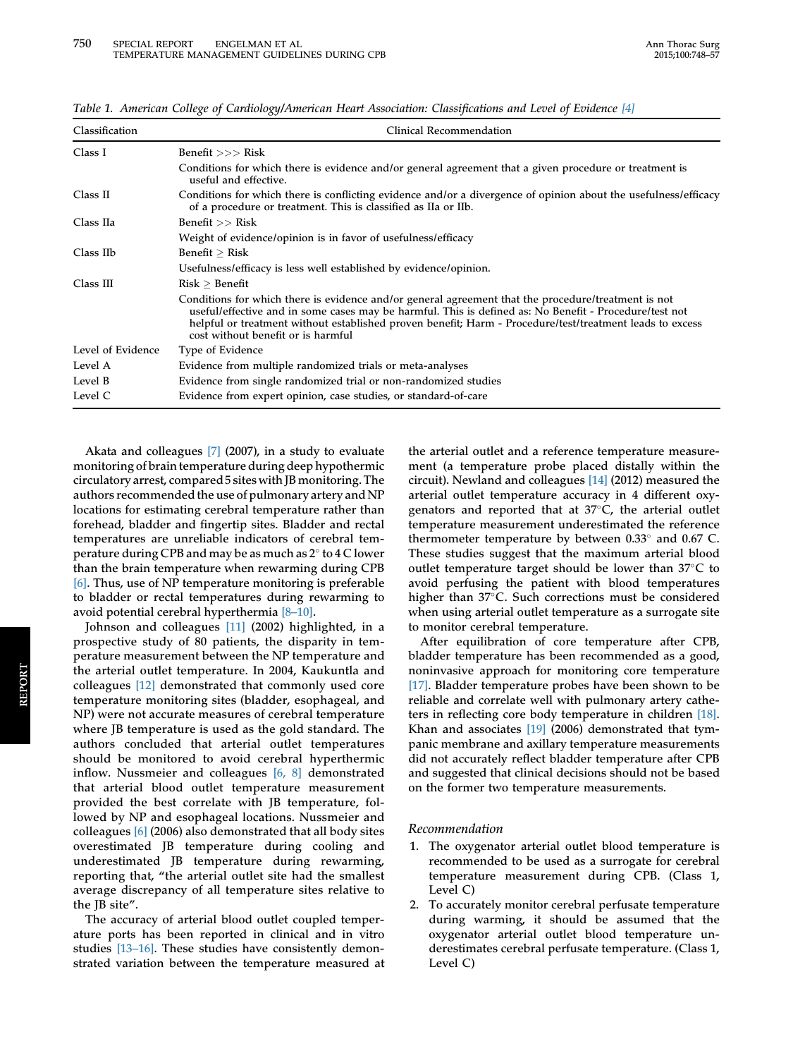Table 1. American College of Cardiology/American Heart Association: Classifications and Level of Evidence [4]

| Classification | Clinical Recommendation |
|---|---|
| Class I | Benefit >>> Risk |
| | Conditions for which there is evidence and/or general agreement that a given procedure or treatment is useful and effective. |
| Class II | Conditions for which there is conflicting evidence and/or a divergence of opinion about the usefulness/efficacy of a procedure or treatment. This is classified as IIa or IIb. |
| Class IIa | Benefit >> Risk |
| | Weight of evidence/opinion is in favor of usefulness/efficacy |
| Class IIb | Benefit ≥ Risk |
| | Usefulness/efficacy is less well established by evidence/opinion. |
| Class III | Risk ≥ Benefit |
| | Conditions for which there is evidence and/or general agreement that the procedure/treatment is not useful/effective and in some cases may be harmful. This is defined as: No Benefit - Procedure/test not helpful or treatment without established proven benefit; Harm - Procedure/test/treatment leads to excess cost without benefit or is harmful |
| Level of Evidence | Type of Evidence |
| Level A | Evidence from multiple randomized trials or meta-analyses |
| Level B | Evidence from single randomized trial or non-randomized studies |
| Level C | Evidence from expert opinion, case studies, or standard-of-care |

Akata and colleagues [7] (2007), in a study to evaluate monitoring of brain temperature during deep hypothermic circulatory arrest, compared 5 sites with JB monitoring. The authors recommended the use of pulmonary artery and NP locations for estimating cerebral temperature rather than forehead, bladder and fingertip sites. Bladder and rectal temperatures are unreliable indicators of cerebral temperature during CPB and may be as much as 2° to 4 C lower than the brain temperature when rewarming during CPB [6]. Thus, use of NP temperature monitoring is preferable to bladder or rectal temperatures during rewarming to avoid potential cerebral hyperthermia [8–10].

Johnson and colleagues [11] (2002) highlighted, in a prospective study of 80 patients, the disparity in temperature measurement between the NP temperature and the arterial outlet temperature. In 2004, Kaukuntla and colleagues [12] demonstrated that commonly used core temperature monitoring sites (bladder, esophageal, and NP) were not accurate measures of cerebral temperature where JB temperature is used as the gold standard. The authors concluded that arterial outlet temperatures should be monitored to avoid cerebral hyperthermic inflow. Nussmeier and colleagues [6, 8] demonstrated that arterial blood outlet temperature measurement provided the best correlate with JB temperature, followed by NP and esophageal locations. Nussmeier and colleagues [6] (2006) also demonstrated that all body sites overestimated JB temperature during cooling and underestimated JB temperature during rewarming, reporting that, "the arterial outlet site had the smallest average discrepancy of all temperature sites relative to the JB site".

The accuracy of arterial blood outlet coupled temperature ports has been reported in clinical and in vitro studies [13–16]. These studies have consistently demonstrated variation between the temperature measured at the arterial outlet and a reference temperature measurement (a temperature probe placed distally within the circuit). Newland and colleagues [14] (2012) measured the arterial outlet temperature accuracy in 4 different oxygenators and reported that at 37°C, the arterial outlet temperature measurement underestimated the reference thermometer temperature by between 0.33° and 0.67 C. These studies suggest that the maximum arterial blood outlet temperature target should be lower than 37°C to avoid perfusing the patient with blood temperatures higher than 37°C. Such corrections must be considered when using arterial outlet temperature as a surrogate site to monitor cerebral temperature.

After equilibration of core temperature after CPB, bladder temperature has been recommended as a good, noninvasive approach for monitoring core temperature [17]. Bladder temperature probes have been shown to be reliable and correlate well with pulmonary artery catheters in reflecting core body temperature in children [18]. Khan and associates [19] (2006) demonstrated that tympanic membrane and axillary temperature measurements did not accurately reflect bladder temperature after CPB and suggested that clinical decisions should not be based on the former two temperature measurements.

### Recommendation

1. The oxygenator arterial outlet blood temperature is recommended to be used as a surrogate for cerebral temperature measurement during CPB. (Class 1, Level C)
2. To accurately monitor cerebral perfusate temperature during warming, it should be assumed that the oxygenator arterial outlet blood temperature underestimates cerebral perfusate temperature. (Class 1, Level C)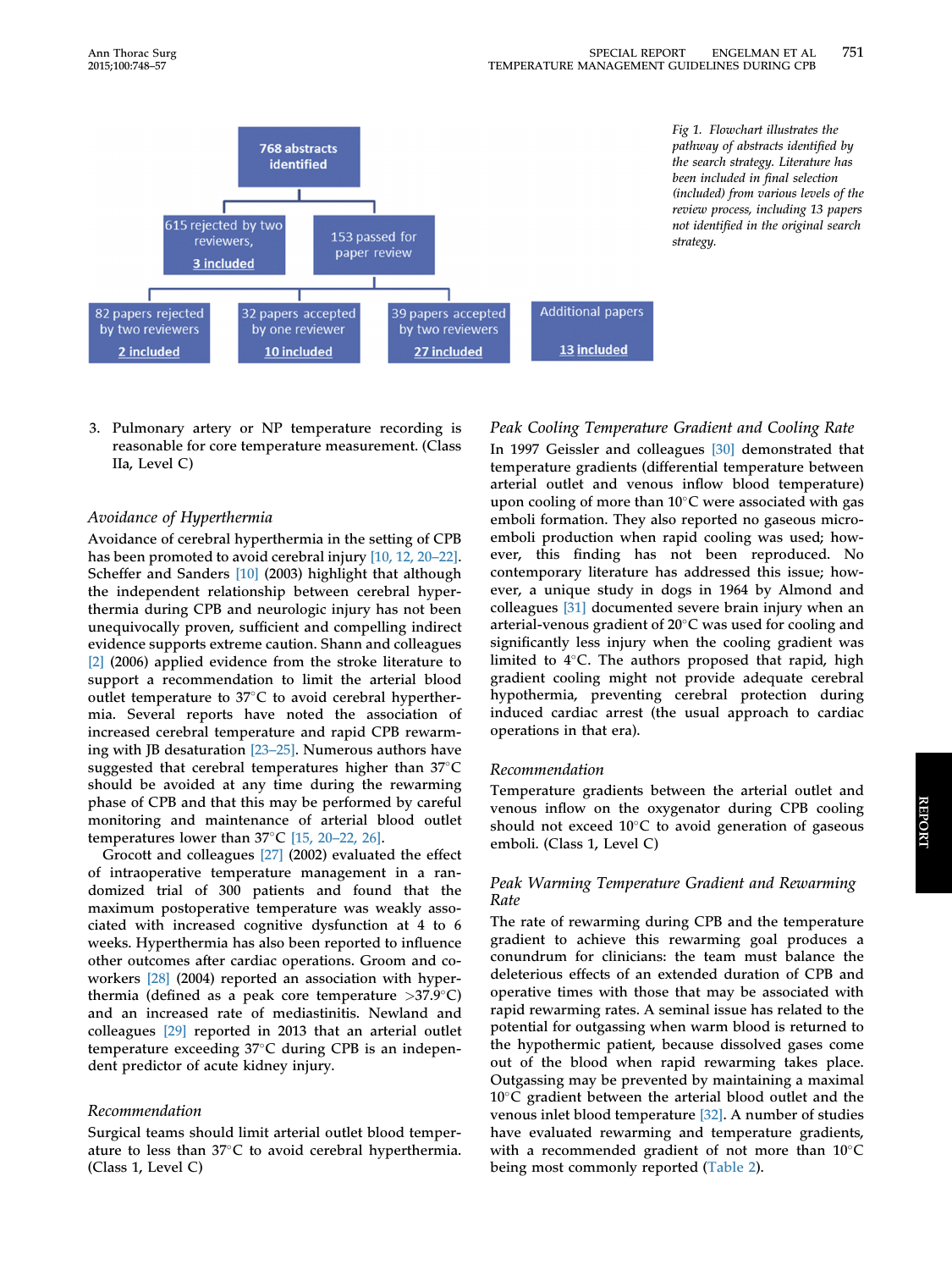Fig 1. Flowchart illustrates the pathway of abstracts identified by the search strategy. Literature has been included in final selection (included) from various levels of the review process, including 13 papers not identified in the original search strategy.

3. Pulmonary artery or NP temperature recording is reasonable for core temperature measurement. (Class IIa, Level C)

### Avoidance of Hyperthermia

Avoidance of cerebral hyperthermia in the setting of CPB has been promoted to avoid cerebral injury [10, 12, 20–22]. Scheffer and Sanders [10] (2003) highlight that although the independent relationship between cerebral hyperthermia during CPB and neurologic injury has not been unequivocally proven, sufficient and compelling indirect evidence supports extreme caution. Shann and colleagues [2] (2006) applied evidence from the stroke literature to support a recommendation to limit the arterial blood outlet temperature to 37°C to avoid cerebral hyperthermia. Several reports have noted the association of increased cerebral temperature and rapid CPB rewarming with JB desaturation [23–25]. Numerous authors have suggested that cerebral temperatures higher than 37°C should be avoided at any time during the rewarming phase of CPB and that this may be performed by careful monitoring and maintenance of arterial blood outlet temperatures lower than 37°C [15, 20–22, 26].

Grocott and colleagues [27] (2002) evaluated the effect of intraoperative temperature management in a randomized trial of 300 patients and found that the maximum postoperative temperature was weakly associated with increased cognitive dysfunction at 4 to 6 weeks. Hyperthermia has also been reported to influence other outcomes after cardiac operations. Groom and coworkers [28] (2004) reported an association with hyperthermia (defined as a peak core temperature >37.9°C) and an increased rate of mediastinitis. Newland and colleagues [29] reported in 2013 that an arterial outlet temperature exceeding 37°C during CPB is an independent predictor of acute kidney injury.

### Recommendation

Surgical teams should limit arterial outlet blood temperature to less than 37°C to avoid cerebral hyperthermia. (Class 1, Level C)

### Peak Cooling Temperature Gradient and Cooling Rate

In 1997 Geissler and colleagues [30] demonstrated that temperature gradients (differential temperature between arterial outlet and venous inflow blood temperature) upon cooling of more than 10°C were associated with gas emboli formation. They also reported no gaseous microemboli production when rapid cooling was used; however, this finding has not been reproduced. No contemporary literature has addressed this issue; however, a unique study in dogs in 1964 by Almond and colleagues [31] documented severe brain injury when an arterial-venous gradient of 20°C was used for cooling and significantly less injury when the cooling gradient was limited to 4°C. The authors proposed that rapid, high gradient cooling might not provide adequate cerebral hypothermia, preventing cerebral protection during induced cardiac arrest (the usual approach to cardiac operations in that era).

### Recommendation

Temperature gradients between the arterial outlet and venous inflow on the oxygenator during CPB cooling should not exceed 10°C to avoid generation of gaseous emboli. (Class 1, Level C)

### Peak Warming Temperature Gradient and Rewarming Rate

The rate of rewarming during CPB and the temperature gradient to achieve this rewarming goal produces a conundrum for clinicians: the team must balance the deleterious effects of an extended duration of CPB and operative times with those that may be associated with rapid rewarming rates. A seminal issue has related to the potential for outgassing when warm blood is returned to the hypothermic patient, because dissolved gases come out of the blood when rapid rewarming takes place. Outgassing may be prevented by maintaining a maximal 10°C gradient between the arterial blood outlet and the venous inlet blood temperature [32]. A number of studies have evaluated rewarming and temperature gradients, with a recommended gradient of not more than 10°C being most commonly reported (Table 2).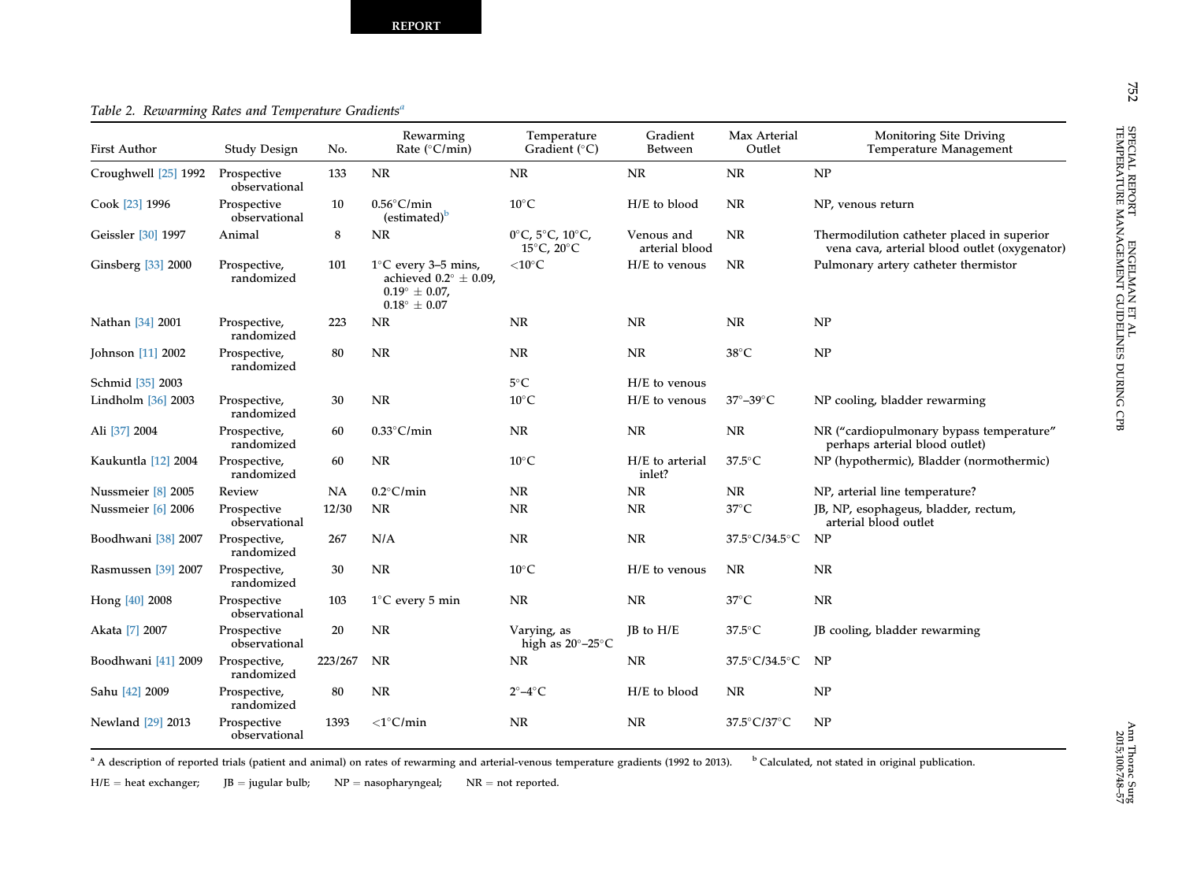Table 2. *Rewarming Rates and Temperature Gradients*[a]

| First Author | Study Design | No. | Rewarming Rate (°C/min) | Temperature Gradient (°C) | Gradient Between | Max Arterial Outlet | Monitoring Site Driving Temperature Management |
|---|---|---|---|---|---|---|---|
| Croughwell [25] 1992 | Prospective observational | 133 | NR | NR | NR | NR | NP |
| Cook [23] 1996 | Prospective observational | 10 | 0.56°C/min (estimated)[b] | 10°C | H/E to blood | NR | NP, venous return |
| Geissler [30] 1997 | Animal | 8 | NR | 0°C, 5°C, 10°C, 15°C, 20°C | Venous and arterial blood | NR | Thermodilution catheter placed in superior vena cava, arterial blood outlet (oxygenator) |
| Ginsberg [33] 2000 | Prospective, randomized | 101 | 1°C every 3–5 mins, achieved 0.2° ± 0.09, 0.19° ± 0.07, 0.18° ± 0.07 | <10°C | H/E to venous | NR | Pulmonary artery catheter thermistor |
| Nathan [34] 2001 | Prospective, randomized | 223 | NR | NR | NR | NR | NP |
| Johnson [11] 2002 | Prospective, randomized | 80 | NR | NR | NR | 38°C | NP |
| Schmid [35] 2003 | | | | 5°C | H/E to venous | | |
| Lindholm [36] 2003 | Prospective, randomized | 30 | NR | 10°C | H/E to venous | 37°–39°C | NP cooling, bladder rewarming |
| Ali [37] 2004 | Prospective, randomized | 60 | 0.33°C/min | NR | NR | NR | NR ("cardiopulmonary bypass temperature" perhaps arterial blood outlet) |
| Kaukuntla [12] 2004 | Prospective, randomized | 60 | NR | 10°C | H/E to arterial inlet? | 37.5°C | NP (hypothermic), Bladder (normothermic) |
| Nussmeier [8] 2005 | Review | NA | 0.2°C/min | NR | NR | NR | NP, arterial line temperature? |
| Nussmeier [6] 2006 | Prospective observational | 12/30 | NR | NR | NR | 37°C | JB, NP, esophageus, bladder, rectum, arterial blood outlet |
| Boodhwani [38] 2007 | Prospective, randomized | 267 | N/A | NR | NR | 37.5°C/34.5°C | NP |
| Rasmussen [39] 2007 | Prospective, randomized | 30 | NR | 10°C | H/E to venous | NR | NR |
| Hong [40] 2008 | Prospective observational | 103 | 1°C every 5 min | NR | NR | 37°C | NR |
| Akata [7] 2007 | Prospective observational | 20 | NR | Varying, as high as 20°–25°C | JB to H/E | 37.5°C | JB cooling, bladder rewarming |
| Boodhwani [41] 2009 | Prospective, randomized | 223/267 | NR | NR | NR | 37.5°C/34.5°C | NP |
| Sahu [42] 2009 | Prospective, randomized | 80 | NR | 2°–4°C | H/E to blood | NR | NP |
| Newland [29] 2013 | Prospective observational | 1393 | <1°C/min | NR | NR | 37.5°C/37°C | NP |

[a] A description of reported trials (patient and animal) on rates of rewarming and arterial-venous temperature gradients (1992 to 2013). [b] Calculated, not stated in original publication.

H/E = heat exchanger; JB = jugular bulb; NP = nasopharyngeal; NR = not reported.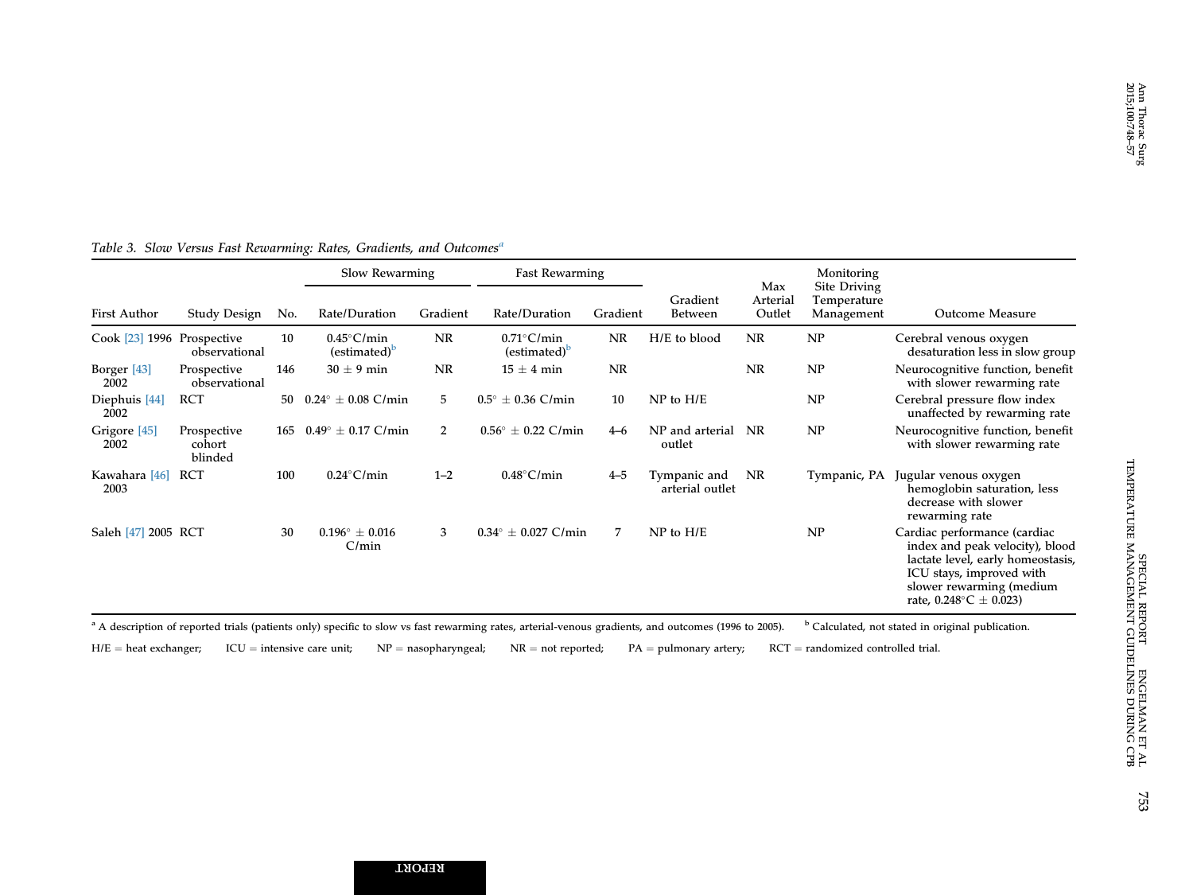Table 3. *Slow Versus Fast Rewarming: Rates, Gradients, and Outcomes*[a]

| First Author | Study Design | No. | Slow Rewarming | | Fast Rewarming | | Gradient Between | Max Arterial Outlet | Monitoring Site Driving Temperature Management | Outcome Measure |
|---|---|---|---|---|---|---|---|---|---|---|
| | | | Rate/Duration | Gradient | Rate/Duration | Gradient | | | | |
| Cook [23] 1996 | Prospective observational | 10 | 0.45°C/min (estimated)[b] | NR | 0.71°C/min (estimated)[b] | NR | H/E to blood | NR | NP | Cerebral venous oxygen desaturation less in slow group |
| Borger [43] 2002 | Prospective observational | 146 | 30 ± 9 min | NR | 15 ± 4 min | NR | | NR | NP | Neurocognitive function, benefit with slower rewarming rate |
| Diephuis [44] 2002 | RCT | 50 | 0.24° ± 0.08 C/min | 5 | 0.5° ± 0.36 C/min | 10 | NP to H/E | | NP | Cerebral pressure flow index unaffected by rewarming rate |
| Grigore [45] 2002 | Prospective cohort blinded | 165 | 0.49° ± 0.17 C/min | 2 | 0.56° ± 0.22 C/min | 4–6 | NP and arterial outlet | NR | NP | Neurocognitive function, benefit with slower rewarming rate |
| Kawahara [46] 2003 | RCT | 100 | 0.24°C/min | 1–2 | 0.48°C/min | 4–5 | Tympanic and arterial outlet | NR | Tympanic, PA | Jugular venous oxygen hemoglobin saturation, less decrease with slower rewarming rate |
| Saleh [47] 2005 | RCT | 30 | 0.196° ± 0.016 C/min | 3 | 0.34° ± 0.027 C/min | 7 | NP to H/E | | NP | Cardiac performance (cardiac index and peak velocity), blood lactate level, early homeostasis, ICU stays, improved with slower rewarming (medium rate, 0.248°C ± 0.023) |

[a] A description of reported trials (patients only) specific to slow vs fast rewarming rates, arterial-venous gradients, and outcomes (1996 to 2005). [b] Calculated, not stated in original publication.

H/E = heat exchanger; ICU = intensive care unit; NP = nasopharyngeal; NR = not reported; PA = pulmonary artery; RCT = randomized controlled trial.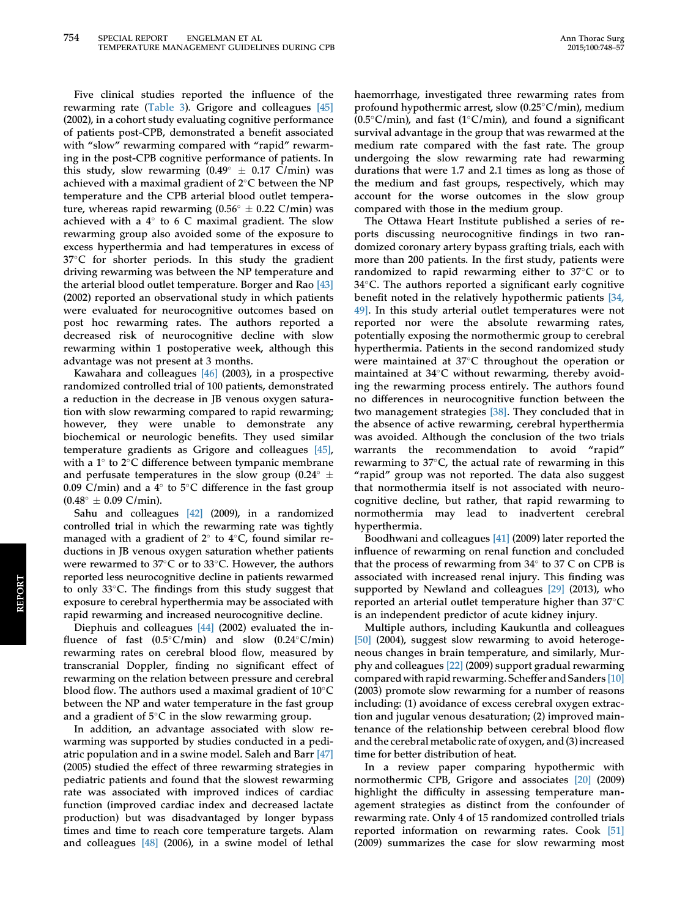Five clinical studies reported the influence of the rewarming rate (Table 3). Grigore and colleagues [45] (2002), in a cohort study evaluating cognitive performance of patients post-CPB, demonstrated a benefit associated with "slow" rewarming compared with "rapid" rewarming in the post-CPB cognitive performance of patients. In this study, slow rewarming (0.49° ± 0.17 C/min) was achieved with a maximal gradient of 2°C between the NP temperature and the CPB arterial blood outlet temperature, whereas rapid rewarming (0.56° ± 0.22 C/min) was achieved with a 4° to 6 C maximal gradient. The slow rewarming group also avoided some of the exposure to excess hyperthermia and had temperatures in excess of 37°C for shorter periods. In this study the gradient driving rewarming was between the NP temperature and the arterial blood outlet temperature. Borger and Rao [43] (2002) reported an observational study in which patients were evaluated for neurocognitive outcomes based on post hoc rewarming rates. The authors reported a decreased risk of neurocognitive decline with slow rewarming within 1 postoperative week, although this advantage was not present at 3 months.

Kawahara and colleagues [46] (2003), in a prospective randomized controlled trial of 100 patients, demonstrated a reduction in the decrease in JB venous oxygen saturation with slow rewarming compared to rapid rewarming; however, they were unable to demonstrate any biochemical or neurologic benefits. They used similar temperature gradients as Grigore and colleagues [45], with a 1° to 2°C difference between tympanic membrane and perfusate temperatures in the slow group (0.24° ± 0.09 C/min) and a 4° to 5°C difference in the fast group (0.48° ± 0.09 C/min).

Sahu and colleagues [42] (2009), in a randomized controlled trial in which the rewarming rate was tightly managed with a gradient of 2° to 4°C, found similar reductions in JB venous oxygen saturation whether patients were rewarmed to 37°C or to 33°C. However, the authors reported less neurocognitive decline in patients rewarmed to only 33°C. The findings from this study suggest that exposure to cerebral hyperthermia may be associated with rapid rewarming and increased neurocognitive decline.

Diephuis and colleagues [44] (2002) evaluated the influence of fast (0.5°C/min) and slow (0.24°C/min) rewarming rates on cerebral blood flow, measured by transcranial Doppler, finding no significant effect of rewarming on the relation between pressure and cerebral blood flow. The authors used a maximal gradient of 10°C between the NP and water temperature in the fast group and a gradient of 5°C in the slow rewarming group.

In addition, an advantage associated with slow rewarming was supported by studies conducted in a pediatric population and in a swine model. Saleh and Barr [47] (2005) studied the effect of three rewarming strategies in pediatric patients and found that the slowest rewarming rate was associated with improved indices of cardiac function (improved cardiac index and decreased lactate production) but was disadvantaged by longer bypass times and time to reach core temperature targets. Alam and colleagues [48] (2006), in a swine model of lethal haemorrhage, investigated three rewarming rates from profound hypothermic arrest, slow (0.25°C/min), medium (0.5°C/min), and fast (1°C/min), and found a significant survival advantage in the group that was rewarmed at the medium rate compared with the fast rate. The group undergoing the slow rewarming rate had rewarming durations that were 1.7 and 2.1 times as long as those of the medium and fast groups, respectively, which may account for the worse outcomes in the slow group compared with those in the medium group.

The Ottawa Heart Institute published a series of reports discussing neurocognitive findings in two randomized coronary artery bypass grafting trials, each with more than 200 patients. In the first study, patients were randomized to rapid rewarming either to 37°C or to 34°C. The authors reported a significant early cognitive benefit noted in the relatively hypothermic patients [34, 49]. In this study arterial outlet temperatures were not reported nor were the absolute rewarming rates, potentially exposing the normothermic group to cerebral hyperthermia. Patients in the second randomized study were maintained at 37°C throughout the operation or maintained at 34°C without rewarming, thereby avoiding the rewarming process entirely. The authors found no differences in neurocognitive function between the two management strategies [38]. They concluded that in the absence of active rewarming, cerebral hyperthermia was avoided. Although the conclusion of the two trials warrants the recommendation to avoid "rapid" rewarming to 37°C, the actual rate of rewarming in this "rapid" group was not reported. The data also suggest that normothermia itself is not associated with neurocognitive decline, but rather, that rapid rewarming to normothermia may lead to inadvertent cerebral hyperthermia.

Boodhwani and colleagues [41] (2009) later reported the influence of rewarming on renal function and concluded that the process of rewarming from 34° to 37 C on CPB is associated with increased renal injury. This finding was supported by Newland and colleagues [29] (2013), who reported an arterial outlet temperature higher than 37°C is an independent predictor of acute kidney injury.

Multiple authors, including Kaukuntla and colleagues [50] (2004), suggest slow rewarming to avoid heterogeneous changes in brain temperature, and similarly, Murphy and colleagues [22] (2009) support gradual rewarming compared with rapid rewarming. Scheffer and Sanders [10] (2003) promote slow rewarming for a number of reasons including: (1) avoidance of excess cerebral oxygen extraction and jugular venous desaturation; (2) improved maintenance of the relationship between cerebral blood flow and the cerebral metabolic rate of oxygen, and (3) increased time for better distribution of heat.

In a review paper comparing hypothermic with normothermic CPB, Grigore and associates [20] (2009) highlight the difficulty in assessing temperature management strategies as distinct from the confounder of rewarming rate. Only 4 of 15 randomized controlled trials reported information on rewarming rates. Cook [51] (2009) summarizes the case for slow rewarming most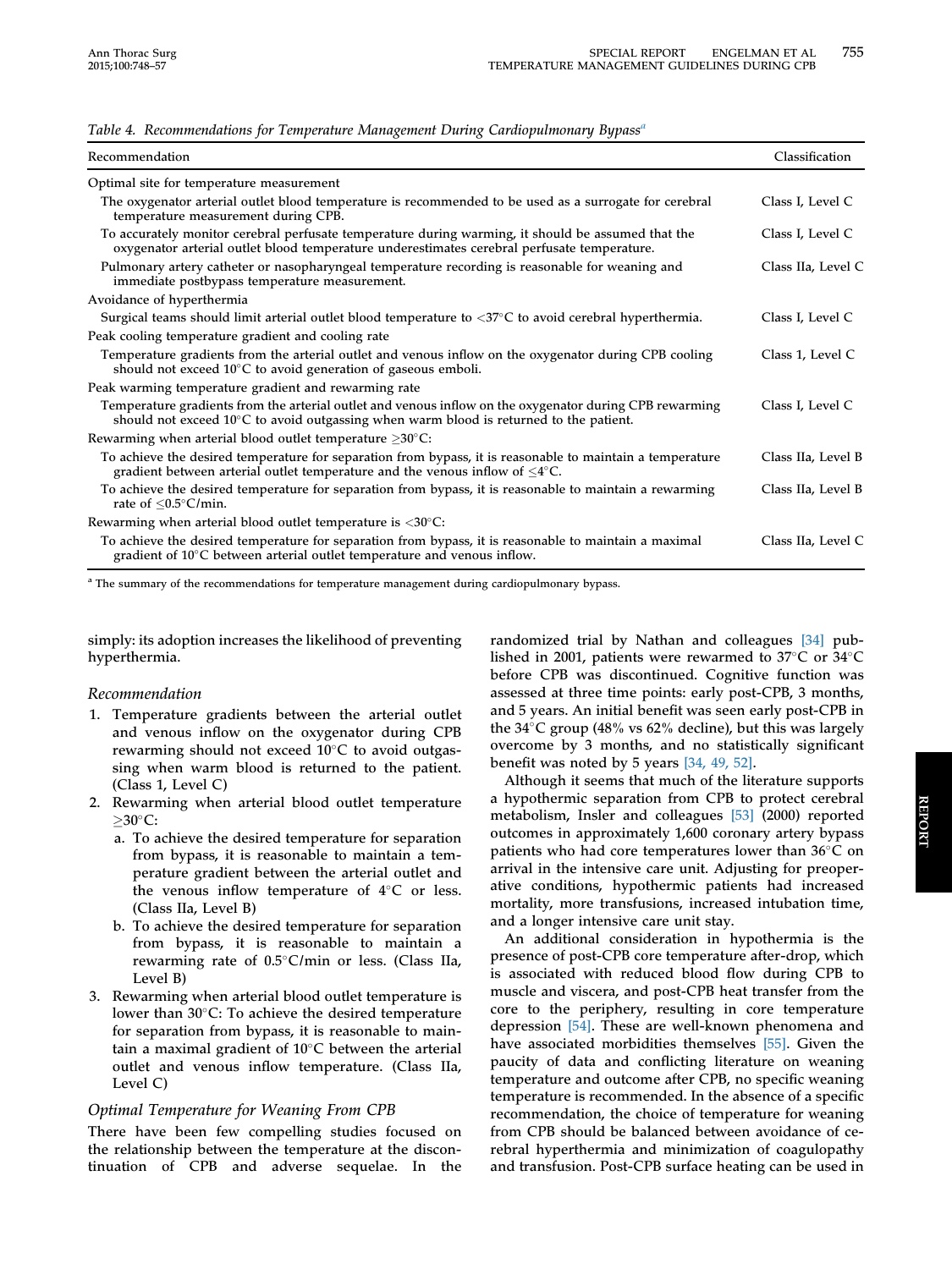Table 4. *Recommendations for Temperature Management During Cardiopulmonary Bypass*[a]

| Recommendation | Classification |
| --- | --- |
| Optimal site for temperature measurement | |
| The oxygenator arterial outlet blood temperature is recommended to be used as a surrogate for cerebral temperature measurement during CPB. | Class I, Level C |
| To accurately monitor cerebral perfusate temperature during warming, it should be assumed that the oxygenator arterial outlet blood temperature underestimates cerebral perfusate temperature. | Class I, Level C |
| Pulmonary artery catheter or nasopharyngeal temperature recording is reasonable for weaning and immediate postbypass temperature measurement. | Class IIa, Level C |
| Avoidance of hyperthermia | |
| Surgical teams should limit arterial outlet blood temperature to <37°C to avoid cerebral hyperthermia. | Class I, Level C |
| Peak cooling temperature gradient and cooling rate | |
| Temperature gradients from the arterial outlet and venous inflow on the oxygenator during CPB cooling should not exceed 10°C to avoid generation of gaseous emboli. | Class 1, Level C |
| Peak warming temperature gradient and rewarming rate | |
| Temperature gradients from the arterial outlet and venous inflow on the oxygenator during CPB rewarming should not exceed 10°C to avoid outgassing when warm blood is returned to the patient. | Class I, Level C |
| Rewarming when arterial blood outlet temperature ≥30°C: | |
| To achieve the desired temperature for separation from bypass, it is reasonable to maintain a temperature gradient between arterial outlet temperature and the venous inflow of ≤4°C. | Class IIa, Level B |
| To achieve the desired temperature for separation from bypass, it is reasonable to maintain a rewarming rate of ≤0.5°C/min. | Class IIa, Level B |
| Rewarming when arterial blood outlet temperature is <30°C: | |
| To achieve the desired temperature for separation from bypass, it is reasonable to maintain a maximal gradient of 10°C between arterial outlet temperature and venous inflow. | Class IIa, Level C |

[a] The summary of the recommendations for temperature management during cardiopulmonary bypass.

simply: its adoption increases the likelihood of preventing hyperthermia.

### Recommendation

1. Temperature gradients between the arterial outlet and venous inflow on the oxygenator during CPB rewarming should not exceed 10°C to avoid outgassing when warm blood is returned to the patient. (Class 1, Level C)
2. Rewarming when arterial blood outlet temperature ≥30°C:
   a. To achieve the desired temperature for separation from bypass, it is reasonable to maintain a temperature gradient between the arterial outlet and the venous inflow temperature of 4°C or less. (Class IIa, Level B)
   b. To achieve the desired temperature for separation from bypass, it is reasonable to maintain a rewarming rate of 0.5°C/min or less. (Class IIa, Level B)
3. Rewarming when arterial blood outlet temperature is lower than 30°C: To achieve the desired temperature for separation from bypass, it is reasonable to maintain a maximal gradient of 10°C between the arterial outlet and venous inflow temperature. (Class IIa, Level C)

### Optimal Temperature for Weaning From CPB

There have been few compelling studies focused on the relationship between the temperature at the discontinuation of CPB and adverse sequelae. In the randomized trial by Nathan and colleagues [34] published in 2001, patients were rewarmed to 37°C or 34°C before CPB was discontinued. Cognitive function was assessed at three time points: early post-CPB, 3 months, and 5 years. An initial benefit was seen early post-CPB in the 34°C group (48% vs 62% decline), but this was largely overcome by 3 months, and no statistically significant benefit was noted by 5 years [34, 49, 52].

Although it seems that much of the literature supports a hypothermic separation from CPB to protect cerebral metabolism, Insler and colleagues [53] (2000) reported outcomes in approximately 1,600 coronary artery bypass patients who had core temperatures lower than 36°C on arrival in the intensive care unit. Adjusting for preoperative conditions, hypothermic patients had increased mortality, more transfusions, increased intubation time, and a longer intensive care unit stay.

An additional consideration in hypothermia is the presence of post-CPB core temperature after-drop, which is associated with reduced blood flow during CPB to muscle and viscera, and post-CPB heat transfer from the core to the periphery, resulting in core temperature depression [54]. These are well-known phenomena and have associated morbidities themselves [55]. Given the paucity of data and conflicting literature on weaning temperature and outcome after CPB, no specific weaning temperature is recommended. In the absence of a specific recommendation, the choice of temperature for weaning from CPB should be balanced between avoidance of cerebral hyperthermia and minimization of coagulopathy and transfusion. Post-CPB surface heating can be used in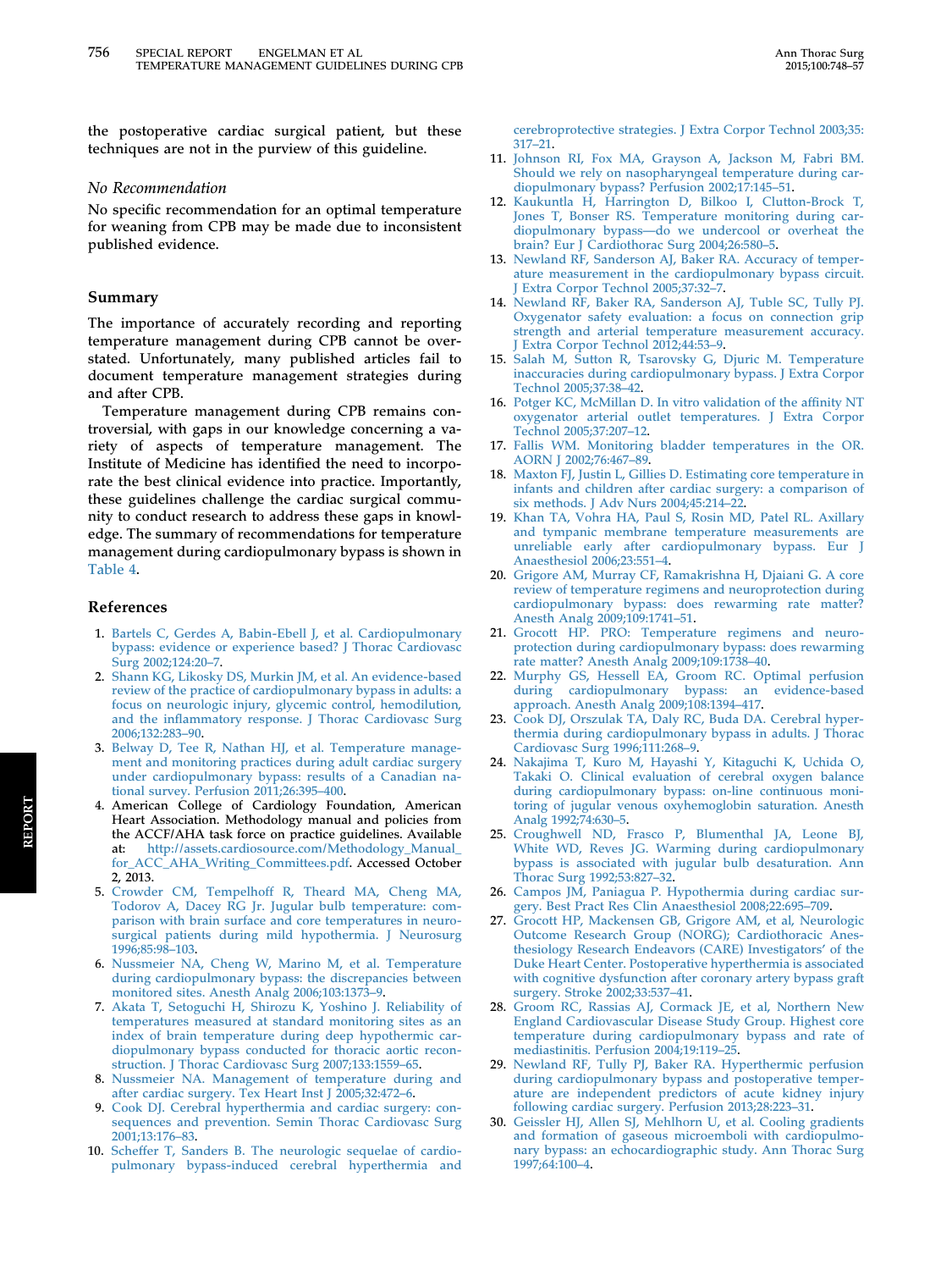the postoperative cardiac surgical patient, but these techniques are not in the purview of this guideline.

### No Recommendation

No specific recommendation for an optimal temperature for weaning from CPB may be made due to inconsistent published evidence.

## Summary

The importance of accurately recording and reporting temperature management during CPB cannot be overstated. Unfortunately, many published articles fail to document temperature management strategies during and after CPB.

Temperature management during CPB remains controversial, with gaps in our knowledge concerning a variety of aspects of temperature management. The Institute of Medicine has identified the need to incorporate the best clinical evidence into practice. Importantly, these guidelines challenge the cardiac surgical community to conduct research to address these gaps in knowledge. The summary of recommendations for temperature management during cardiopulmonary bypass is shown in Table 4.

## References

1. Bartels C, Gerdes A, Babin-Ebell J, et al. Cardiopulmonary bypass: evidence or experience based? J Thorac Cardiovasc Surg 2002;124:20–7.
2. Shann KG, Likosky DS, Murkin JM, et al. An evidence-based review of the practice of cardiopulmonary bypass in adults: a focus on neurologic injury, glycemic control, hemodilution, and the inflammatory response. J Thorac Cardiovasc Surg 2006;132:283–90.
3. Belway D, Tee R, Nathan HJ, et al. Temperature management and monitoring practices during adult cardiac surgery under cardiopulmonary bypass: results of a Canadian national survey. Perfusion 2011;26:395–400.
4. American College of Cardiology Foundation, American Heart Association. Methodology manual and policies from the ACCF/AHA task force on practice guidelines. Available at: http://assets.cardiosource.com/Methodology_Manual_for_ACC_AHA_Writing_Committees.pdf. Accessed October 2, 2013.
5. Crowder CM, Tempelhoff R, Theard MA, Cheng MA, Todorov A, Dacey RG Jr. Jugular bulb temperature: comparison with brain surface and core temperatures in neurosurgical patients during mild hypothermia. J Neurosurg 1996;85:98–103.
6. Nussmeier NA, Cheng W, Marino M, et al. Temperature during cardiopulmonary bypass: the discrepancies between monitored sites. Anesth Analg 2006;103:1373–9.
7. Akata T, Setoguchi H, Shirozu K, Yoshino J. Reliability of temperatures measured at standard monitoring sites as an index of brain temperature during deep hypothermic cardiopulmonary bypass conducted for thoracic aortic reconstruction. J Thorac Cardiovasc Surg 2007;133:1559–65.
8. Nussmeier NA. Management of temperature during and after cardiac surgery. Tex Heart Inst J 2005;32:472–6.
9. Cook DJ. Cerebral hyperthermia and cardiac surgery: consequences and prevention. Semin Thorac Cardiovasc Surg 2001;13:176–83.
10. Scheffer T, Sanders B. The neurologic sequelae of cardiopulmonary bypass-induced cerebral hyperthermia and cerebroprotective strategies. J Extra Corpor Technol 2003;35:317–21.
11. Johnson RI, Fox MA, Grayson A, Jackson M, Fabri BM. Should we rely on nasopharyngeal temperature during cardiopulmonary bypass? Perfusion 2002;17:145–51.
12. Kaukuntla H, Harrington D, Bilkoo I, Clutton-Brock T, Jones T, Bonser RS. Temperature monitoring during cardiopulmonary bypass—do we undercool or overheat the brain? Eur J Cardiothorac Surg 2004;26:580–5.
13. Newland RF, Sanderson AJ, Baker RA. Accuracy of temperature measurement in the cardiopulmonary bypass circuit. J Extra Corpor Technol 2005;37:32–7.
14. Newland RF, Baker RA, Sanderson AJ, Tuble SC, Tully PJ. Oxygenator safety evaluation: a focus on connection grip strength and arterial temperature measurement accuracy. J Extra Corpor Technol 2012;44:53–9.
15. Salah M, Sutton R, Tsarovsky G, Djuric M. Temperature inaccuracies during cardiopulmonary bypass. J Extra Corpor Technol 2005;37:38–42.
16. Potger KC, McMillan D. In vitro validation of the affinity NT oxygenator arterial outlet temperatures. J Extra Corpor Technol 2005;37:207–12.
17. Fallis WM. Monitoring bladder temperatures in the OR. AORN J 2002;76:467–89.
18. Maxton FJ, Justin L, Gillies D. Estimating core temperature in infants and children after cardiac surgery: a comparison of six methods. J Adv Nurs 2004;45:214–22.
19. Khan TA, Vohra HA, Paul S, Rosin MD, Patel RL. Axillary and tympanic membrane temperature measurements are unreliable early after cardiopulmonary bypass. Eur J Anaesthesiol 2006;23:551–4.
20. Grigore AM, Murray CF, Ramakrishna H, Djaiani G. A core review of temperature regimens and neuroprotection during cardiopulmonary bypass: does rewarming rate matter? Anesth Analg 2009;109:1741–51.
21. Grocott HP. PRO: Temperature regimens and neuroprotection during cardiopulmonary bypass: does rewarming rate matter? Anesth Analg 2009;109:1738–40.
22. Murphy GS, Hessell EA, Groom RC. Optimal perfusion during cardiopulmonary bypass: an evidence-based approach. Anesth Analg 2009;108:1394–417.
23. Cook DJ, Orszulak TA, Daly RC, Buda DA. Cerebral hyperthermia during cardiopulmonary bypass in adults. J Thorac Cardiovasc Surg 1996;111:268–9.
24. Nakajima T, Kuro M, Hayashi Y, Kitaguchi K, Uchida O, Takaki O. Clinical evaluation of cerebral oxygen balance during cardiopulmonary bypass: on-line continuous monitoring of jugular venous oxyhemoglobin saturation. Anesth Analg 1992;74:630–5.
25. Croughwell ND, Frasco P, Blumenthal JA, Leone BJ, White WD, Reves JG. Warming during cardiopulmonary bypass is associated with jugular bulb desaturation. Ann Thorac Surg 1992;53:827–32.
26. Campos JM, Paniagua P. Hypothermia during cardiac surgery. Best Pract Res Clin Anaesthesiol 2008;22:695–709.
27. Grocott HP, Mackensen GB, Grigore AM, et al, Neurologic Outcome Research Group (NORG); Cardiothoracic Anesthesiology Research Endeavors (CARE) Investigators' of the Duke Heart Center. Postoperative hyperthermia is associated with cognitive dysfunction after coronary artery bypass graft surgery. Stroke 2002;33:537–41.
28. Groom RC, Rassias AJ, Cormack JE, et al, Northern New England Cardiovascular Disease Study Group. Highest core temperature during cardiopulmonary bypass and rate of mediastinitis. Perfusion 2004;19:119–25.
29. Newland RF, Tully PJ, Baker RA. Hyperthermic perfusion during cardiopulmonary bypass and postoperative temperature are independent predictors of acute kidney injury following cardiac surgery. Perfusion 2013;28:223–31.
30. Geissler HJ, Allen SJ, Mehlhorn U, et al. Cooling gradients and formation of gaseous microemboli with cardiopulmonary bypass: an echocardiographic study. Ann Thorac Surg 1997;64:100–4.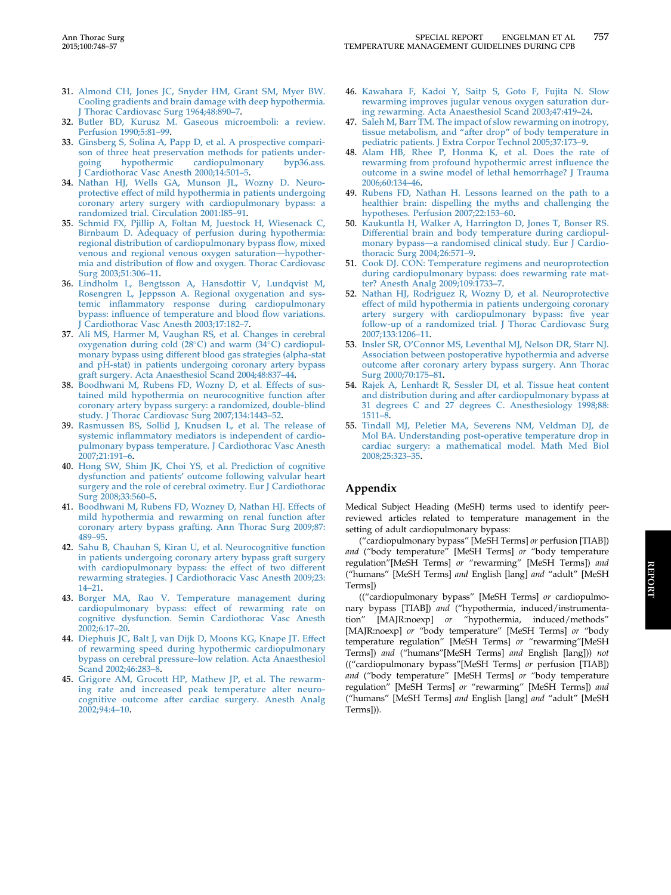31. Almond CH, Jones JC, Snyder HM, Grant SM, Myer BW. Cooling gradients and brain damage with deep hypothermia. J Thorac Cardiovasc Surg 1964;48:890–7.
32. Butler BD, Kurusz M. Gaseous microemboli: a review. Perfusion 1990;5:81–99.
33. Ginsberg S, Solina A, Papp D, et al. A prospective comparison of three heat preservation methods for patients undergoing hypothermic cardiopulmonary byp36.ass. J Cardiothorac Vasc Anesth 2000;14:501–5.
34. Nathan HJ, Wells GA, Munson JL, Wozny D. Neuroprotective effect of mild hypothermia in patients undergoing coronary artery surgery with cardiopulmonary bypass: a randomized trial. Circulation 2001:I85–91.
35. Schmid FX, Pjillip A, Foltan M, Juestock H, Wiesenack C, Birnbaum D. Adequacy of perfusion during hypothermia: regional distribution of cardiopulmonary bypass flow, mixed venous and regional venous oxygen saturation—hypothermia and distribution of flow and oxygen. Thorac Cardiovasc Surg 2003;51:306–11.
36. Lindholm L, Bengtsson A, Hansdottir V, Lundqvist M, Rosengren L, Jeppsson A. Regional oxygenation and systemic inflammatory response during cardiopulmonary bypass: influence of temperature and blood flow variations. J Cardiothorac Vasc Anesth 2003;17:182–7.
37. Ali MS, Harmer M, Vaughan RS, et al. Changes in cerebral oxygenation during cold (28°C) and warm (34°C) cardiopulmonary bypass using different blood gas strategies (alpha-stat and pH-stat) in patients undergoing coronary artery bypass graft surgery. Acta Anaesthesiol Scand 2004;48:837–44.
38. Boodhwani M, Rubens FD, Wozny D, et al. Effects of sustained mild hypothermia on neurocognitive function after coronary artery bypass surgery: a randomized, double-blind study. J Thorac Cardiovasc Surg 2007;134:1443–52.
39. Rasmussen BS, Sollid J, Knudsen L, et al. The release of systemic inflammatory mediators is independent of cardiopulmonary bypass temperature. J Cardiothorac Vasc Anesth 2007;21:191–6.
40. Hong SW, Shim JK, Choi YS, et al. Prediction of cognitive dysfunction and patients' outcome following valvular heart surgery and the role of cerebral oximetry. Eur J Cardiothorac Surg 2008;33:560–5.
41. Boodhwani M, Rubens FD, Wozney D, Nathan HJ. Effects of mild hypothermia and rewarming on renal function after coronary artery bypass grafting. Ann Thorac Surg 2009;87:489–95.
42. Sahu B, Chauhan S, Kiran U, et al. Neurocognitive function in patients undergoing coronary artery bypass graft surgery with cardiopulmonary bypass: the effect of two different rewarming strategies. J Cardiothoracic Vasc Anesth 2009;23:14–21.
43. Borger MA, Rao V. Temperature management during cardiopulmonary bypass: effect of rewarming rate on cognitive dysfunction. Semin Cardiothorac Vasc Anesth 2002;6:17–20.
44. Diephuis JC, Balt J, van Dijk D, Moons KG, Knape JT. Effect of rewarming speed during hypothermic cardiopulmonary bypass on cerebral pressure–low relation. Acta Anaesthesiol Scand 2002;46:283–8.
45. Grigore AM, Grocott HP, Mathew JP, et al. The rewarming rate and increased peak temperature alter neurocognitive outcome after cardiac surgery. Anesth Analg 2002;94:4–10.
46. Kawahara F, Kadoi Y, Saitp S, Goto F, Fujita N. Slow rewarming improves jugular venous oxygen saturation during rewarming. Acta Anaesthesiol Scand 2003;47:419–24.
47. Saleh M, Barr TM. The impact of slow rewarming on inotropy, tissue metabolism, and "after drop" of body temperature in pediatric patients. J Extra Corpor Technol 2005;37:173–9.
48. Alam HB, Rhee P, Honma K, et al. Does the rate of rewarming from profound hypothermic arrest influence the outcome in a swine model of lethal hemorrhage? J Trauma 2006;60:134–46.
49. Rubens FD, Nathan H. Lessons learned on the path to a healthier brain: dispelling the myths and challenging the hypotheses. Perfusion 2007;22:153–60.
50. Kaukuntla H, Walker A, Harrington D, Jones T, Bonser RS. Differential brain and body temperature during cardiopulmonary bypass—a randomised clinical study. Eur J Cardiothoracic Surg 2004;26:571–9.
51. Cook DJ. CON: Temperature regimens and neuroprotection during cardiopulmonary bypass: does rewarming rate matter? Anesth Analg 2009;109:1733–7.
52. Nathan HJ, Rodriguez R, Wozny D, et al. Neuroprotective effect of mild hypothermia in patients undergoing coronary artery surgery with cardiopulmonary bypass: five year follow-up of a randomized trial. J Thorac Cardiovasc Surg 2007;133:1206–11.
53. Insler SR, O'Connor MS, Leventhal MJ, Nelson DR, Starr NJ. Association between postoperative hypothermia and adverse outcome after coronary artery bypass surgery. Ann Thorac Surg 2000;70:175–81.
54. Rajek A, Lenhardt R, Sessler DI, et al. Tissue heat content and distribution during and after cardiopulmonary bypass at 31 degrees C and 27 degrees C. Anesthesiology 1998;88:1511–8.
55. Tindall MJ, Peletier MA, Severens NM, Veldman DJ, de Mol BA. Understanding post-operative temperature drop in cardiac surgery: a mathematical model. Math Med Biol 2008;25:323–35.

## Appendix

Medical Subject Heading (MeSH) terms used to identify peer-reviewed articles related to temperature management in the setting of adult cardiopulmonary bypass:

("cardiopulmonary bypass" [MeSH Terms] *or* perfusion [TIAB]) *and* ("body temperature" [MeSH Terms] *or* "body temperature regulation"[MeSH Terms] *or* "rewarming" [MeSH Terms]) *and* ("humans" [MeSH Terms] *and* English [lang] *and* "adult" [MeSH Terms])

(("cardiopulmonary bypass" [MeSH Terms] *or* cardiopulmonary bypass [TIAB]) *and* ("hypothermia, induced/instrumentation" [MAJR:noexp] *or* "hypothermia, induced/methods" [MAJR:noexp] *or* "body temperature" [MeSH Terms] *or* "body temperature regulation" [MeSH Terms] *or* "rewarming"[MeSH Terms]) *and* ("humans"[MeSH Terms] *and* English [lang])) *not* (("cardiopulmonary bypass"[MeSH Terms] *or* perfusion [TIAB]) *and* ("body temperature" [MeSH Terms] *or* "body temperature regulation" [MeSH Terms] *or* "rewarming" [MeSH Terms]) *and* ("humans" [MeSH Terms] *and* English [lang] *and* "adult" [MeSH Terms])).